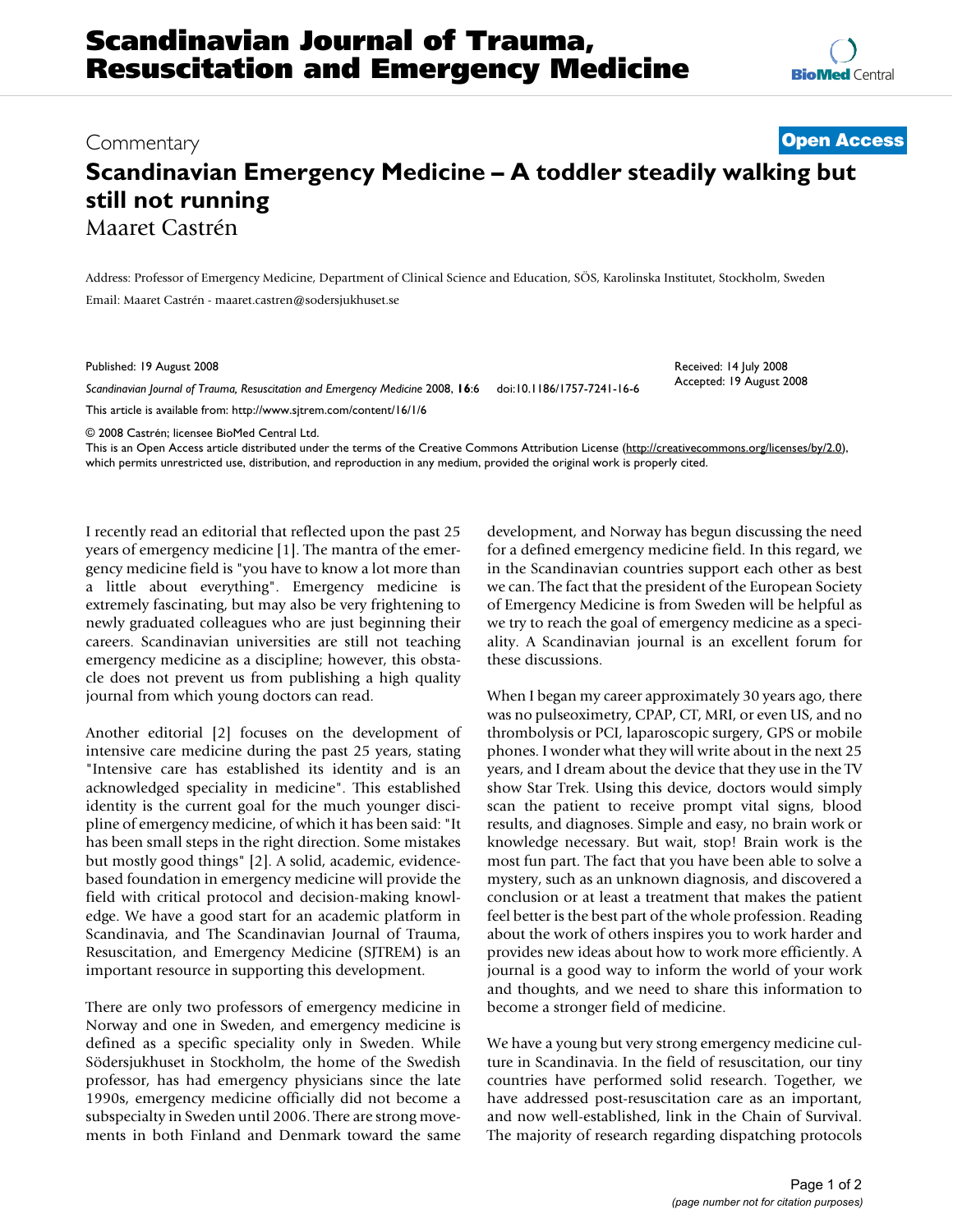# Scandinavian Journal of Trauma, Resuscitation and Emergency Medicine

Commentary

**Open Access**

# Scandinavian Emergency Medicine – A toddler steadily walking but still not running

Maaret Castrén

Address: Professor of Emergency Medicine, Department of Clinical Science and Education, SÖS, Karolinska Institutet, Stockholm, Sweden

Email: Maaret Castrén - maaret.castren@sodersjukhuset.se

Published: 19 August 2008

Received: 14 July 2008

Accepted: 19 August 2008

*Scandinavian Journal of Trauma, Resuscitation and Emergency Medicine* 2008, **16**:6 doi:10.1186/1757-7241-16-6

This article is available from: http://www.sjtrem.com/content/16/1/6

© 2008 Castrén; licensee BioMed Central Ltd.

This is an Open Access article distributed under the terms of the Creative Commons Attribution License (http://creativecommons.org/licenses/by/2.0), which permits unrestricted use, distribution, and reproduction in any medium, provided the original work is properly cited.

I recently read an editorial that reflected upon the past 25 years of emergency medicine [1]. The mantra of the emergency medicine field is "you have to know a lot more than a little about everything". Emergency medicine is extremely fascinating, but may also be very frightening to newly graduated colleagues who are just beginning their careers. Scandinavian universities are still not teaching emergency medicine as a discipline; however, this obstacle does not prevent us from publishing a high quality journal from which young doctors can read.

Another editorial [2] focuses on the development of intensive care medicine during the past 25 years, stating "Intensive care has established its identity and is an acknowledged speciality in medicine". This established identity is the current goal for the much younger discipline of emergency medicine, of which it has been said: "It has been small steps in the right direction. Some mistakes but mostly good things" [2]. A solid, academic, evidence-based foundation in emergency medicine will provide the field with critical protocol and decision-making knowledge. We have a good start for an academic platform in Scandinavia, and The Scandinavian Journal of Trauma, Resuscitation, and Emergency Medicine (SJTREM) is an important resource in supporting this development.

There are only two professors of emergency medicine in Norway and one in Sweden, and emergency medicine is defined as a specific speciality only in Sweden. While Södersjukhuset in Stockholm, the home of the Swedish professor, has had emergency physicians since the late 1990s, emergency medicine officially did not become a subspecialty in Sweden until 2006. There are strong movements in both Finland and Denmark toward the same development, and Norway has begun discussing the need for a defined emergency medicine field. In this regard, we in the Scandinavian countries support each other as best we can. The fact that the president of the European Society of Emergency Medicine is from Sweden will be helpful as we try to reach the goal of emergency medicine as a speciality. A Scandinavian journal is an excellent forum for these discussions.

When I began my career approximately 30 years ago, there was no pulseoximetry, CPAP, CT, MRI, or even US, and no thrombolysis or PCI, laparoscopic surgery, GPS or mobile phones. I wonder what they will write about in the next 25 years, and I dream about the device that they use in the TV show Star Trek. Using this device, doctors would simply scan the patient to receive prompt vital signs, blood results, and diagnoses. Simple and easy, no brain work or knowledge necessary. But wait, stop! Brain work is the most fun part. The fact that you have been able to solve a mystery, such as an unknown diagnosis, and discovered a conclusion or at least a treatment that makes the patient feel better is the best part of the whole profession. Reading about the work of others inspires you to work harder and provides new ideas about how to work more efficiently. A journal is a good way to inform the world of your work and thoughts, and we need to share this information to become a stronger field of medicine.

We have a young but very strong emergency medicine culture in Scandinavia. In the field of resuscitation, our tiny countries have performed solid research. Together, we have addressed post-resuscitation care as an important, and now well-established, link in the Chain of Survival. The majority of research regarding dispatching protocols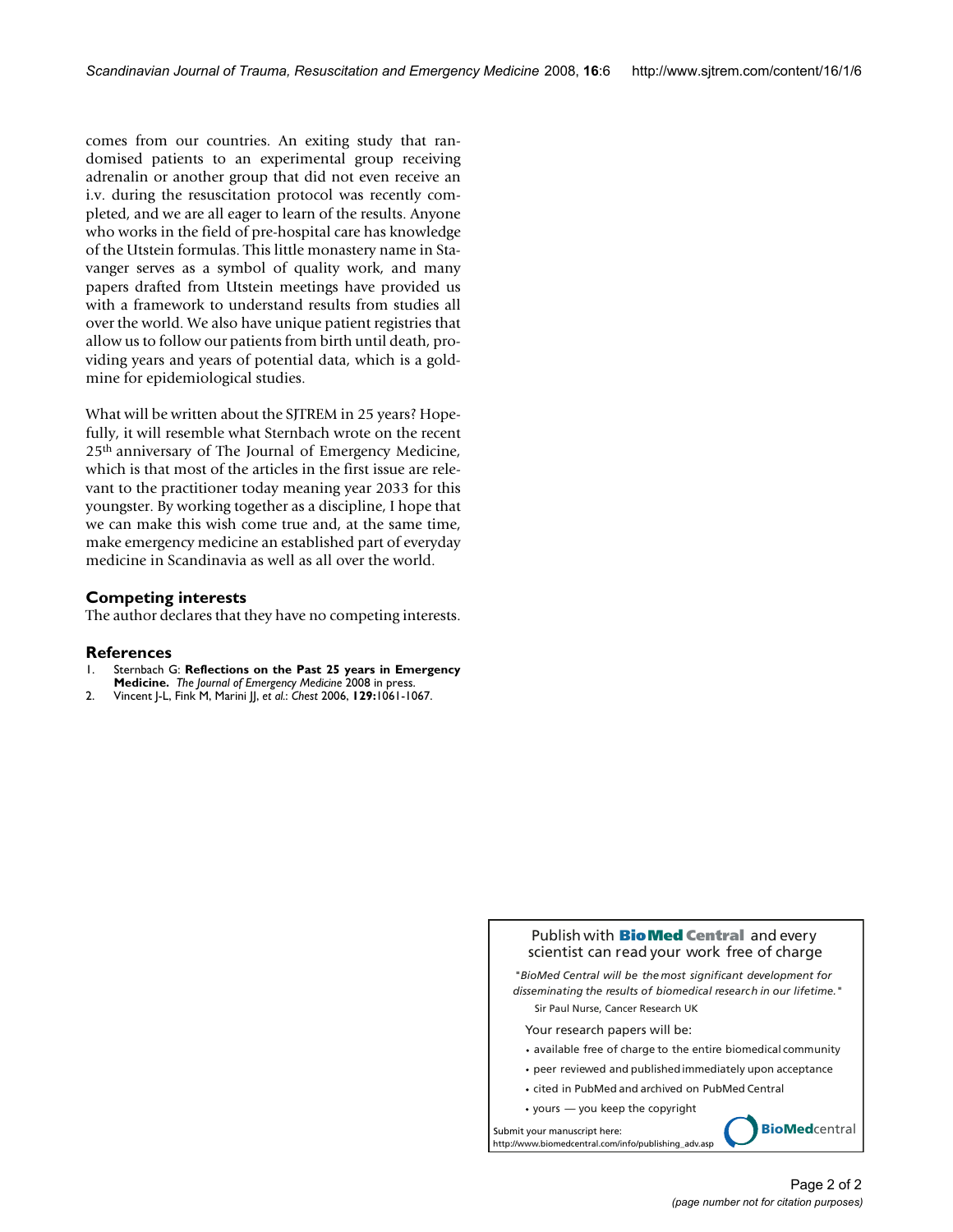comes from our countries. An exiting study that randomised patients to an experimental group receiving adrenalin or another group that did not even receive an i.v. during the resuscitation protocol was recently completed, and we are all eager to learn of the results. Anyone who works in the field of pre-hospital care has knowledge of the Utstein formulas. This little monastery name in Stavanger serves as a symbol of quality work, and many papers drafted from Utstein meetings have provided us with a framework to understand results from studies all over the world. We also have unique patient registries that allow us to follow our patients from birth until death, providing years and years of potential data, which is a goldmine for epidemiological studies.

What will be written about the SJTREM in 25 years? Hopefully, it will resemble what Sternbach wrote on the recent 25th anniversary of The Journal of Emergency Medicine, which is that most of the articles in the first issue are relevant to the practitioner today meaning year 2033 for this youngster. By working together as a discipline, I hope that we can make this wish come true and, at the same time, make emergency medicine an established part of everyday medicine in Scandinavia as well as all over the world.

## Competing interests

The author declares that they have no competing interests.

## References

1. Sternbach G: **Reflections on the Past 25 years in Emergency Medicine.** *The Journal of Emergency Medicine* 2008 in press.
2. Vincent J-L, Fink M, Marini JJ, *et al.*: *Chest* 2006, **129:**1061-1067.

Publish with **BioMed Central** and every scientist can read your work free of charge

*"BioMed Central will be the most significant development for disseminating the results of biomedical research in our lifetime."*

Sir Paul Nurse, Cancer Research UK

Your research papers will be:

- available free of charge to the entire biomedical community
- peer reviewed and published immediately upon acceptance
- cited in PubMed and archived on PubMed Central
- yours — you keep the copyright

Submit your manuscript here:
http://www.biomedcentral.com/info/publishing_adv.asp

**BioMed**central